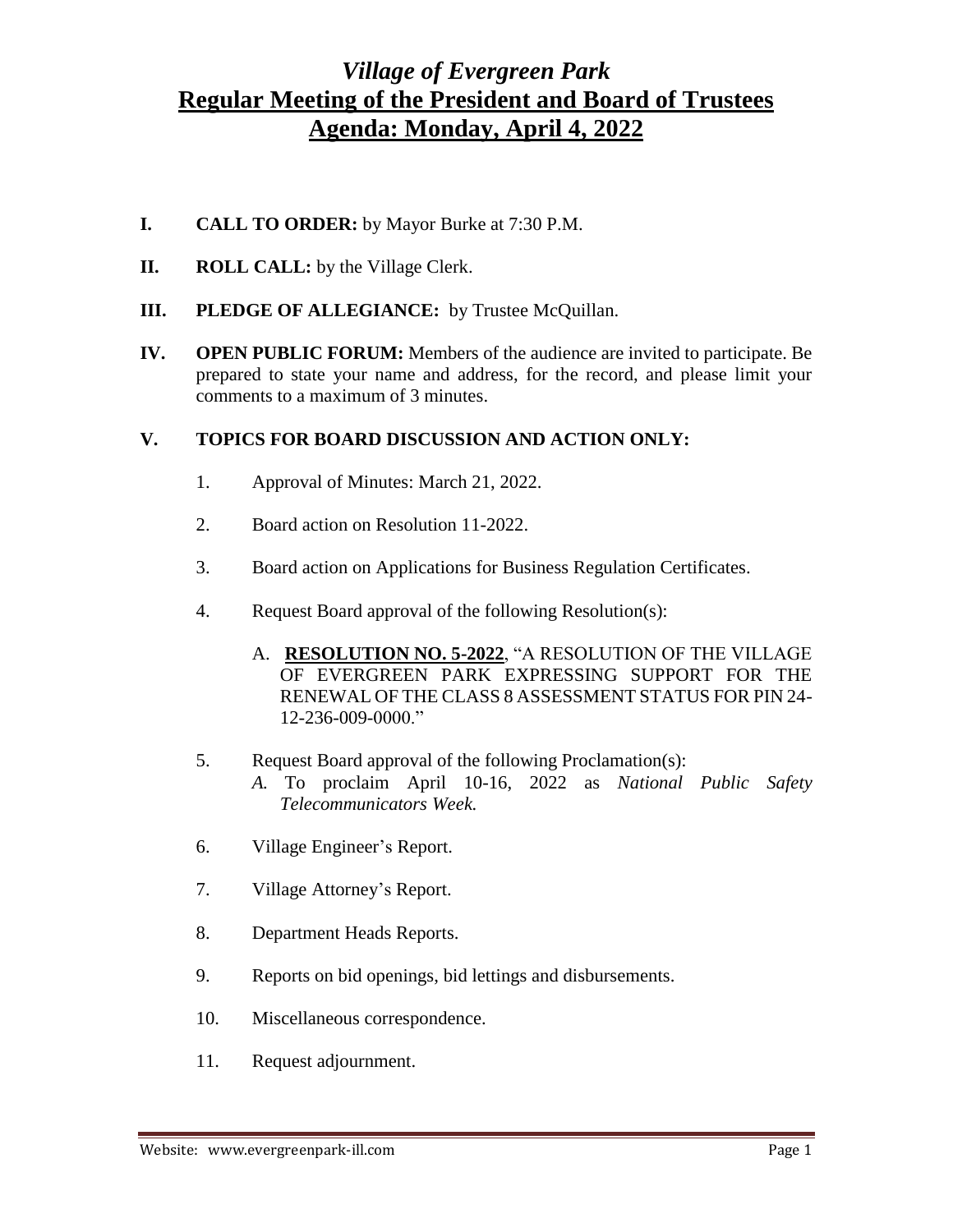# *Village of Evergreen Park*

## Regular Meeting of the President and Board of Trustees

## Agenda: Monday, April 4, 2022

**I. CALL TO ORDER:** by Mayor Burke at 7:30 P.M.

**II. ROLL CALL:** by the Village Clerk.

**III. PLEDGE OF ALLEGIANCE:** by Trustee McQuillan.

**IV. OPEN PUBLIC FORUM:** Members of the audience are invited to participate. Be prepared to state your name and address, for the record, and please limit your comments to a maximum of 3 minutes.

**V. TOPICS FOR BOARD DISCUSSION AND ACTION ONLY:**

1. Approval of Minutes: March 21, 2022.

2. Board action on Resolution 11-2022.

3. Board action on Applications for Business Regulation Certificates.

4. Request Board approval of the following Resolution(s):

   A. **RESOLUTION NO. 5-2022**, "A RESOLUTION OF THE VILLAGE OF EVERGREEN PARK EXPRESSING SUPPORT FOR THE RENEWAL OF THE CLASS 8 ASSESSMENT STATUS FOR PIN 24-12-236-009-0000."

5. Request Board approval of the following Proclamation(s):

   *A.* To proclaim April 10-16, 2022 as *National Public Safety Telecommunicators Week.*

6. Village Engineer's Report.

7. Village Attorney's Report.

8. Department Heads Reports.

9. Reports on bid openings, bid lettings and disbursements.

10. Miscellaneous correspondence.

11. Request adjournment.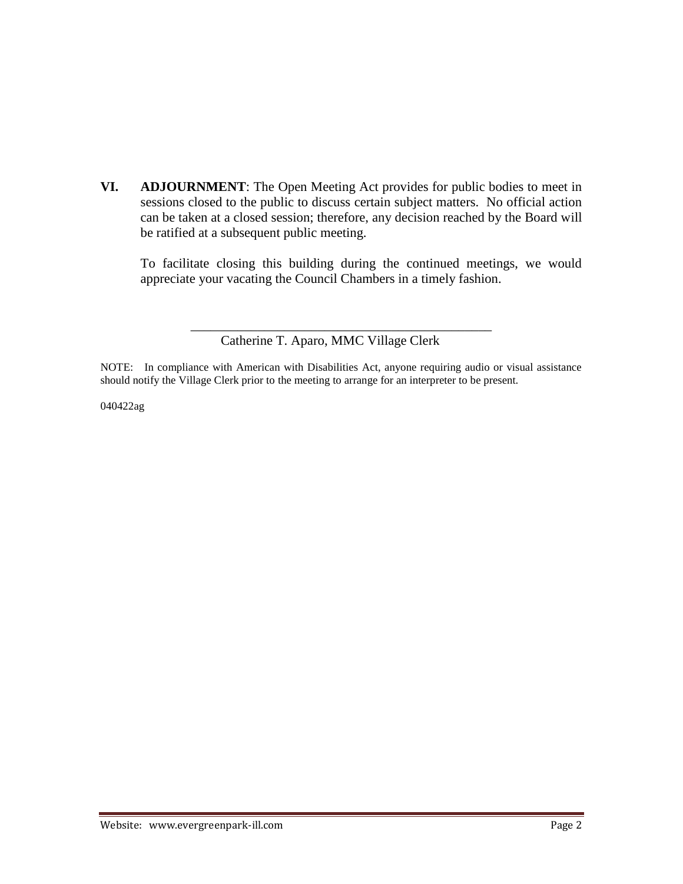**VI. ADJOURNMENT**: The Open Meeting Act provides for public bodies to meet in sessions closed to the public to discuss certain subject matters. No official action can be taken at a closed session; therefore, any decision reached by the Board will be ratified at a subsequent public meeting.

To facilitate closing this building during the continued meetings, we would appreciate your vacating the Council Chambers in a timely fashion.

_______________________________________________

Catherine T. Aparo, MMC Village Clerk

NOTE: In compliance with American with Disabilities Act, anyone requiring audio or visual assistance should notify the Village Clerk prior to the meeting to arrange for an interpreter to be present.

040422ag

Website: www.evergreenpark-ill.com